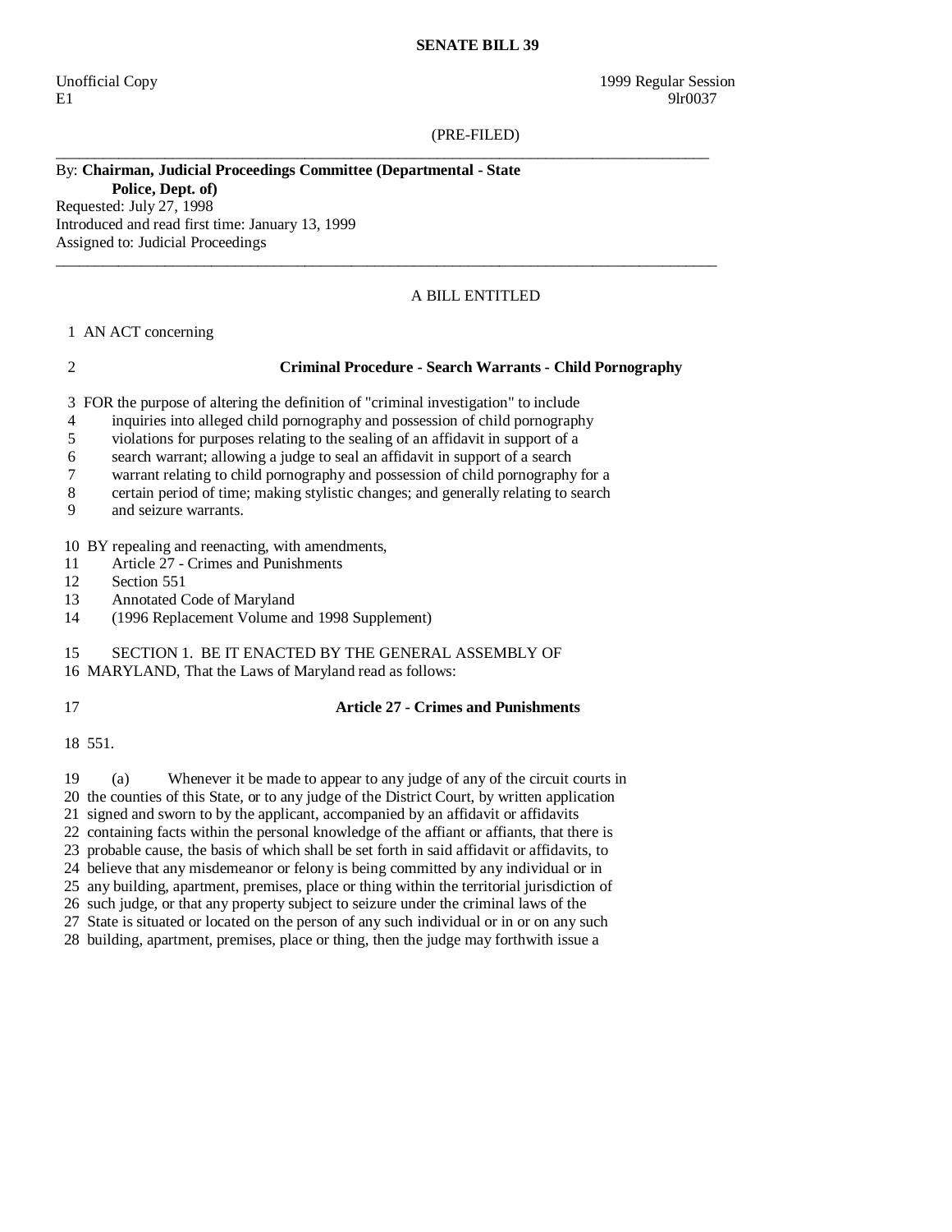**SENATE BILL 39**

Unofficial Copy 1999 Regular Session
E1 9lr0037

(PRE-FILED)

By: **Chairman, Judicial Proceedings Committee (Departmental - State Police, Dept. of)**
Requested: July 27, 1998
Introduced and read first time: January 13, 1999
Assigned to: Judicial Proceedings

---

A BILL ENTITLED

1 AN ACT concerning

2 **Criminal Procedure - Search Warrants - Child Pornography**

3 FOR the purpose of altering the definition of "criminal investigation" to include
4 inquiries into alleged child pornography and possession of child pornography
5 violations for purposes relating to the sealing of an affidavit in support of a
6 search warrant; allowing a judge to seal an affidavit in support of a search
7 warrant relating to child pornography and possession of child pornography for a
8 certain period of time; making stylistic changes; and generally relating to search
9 and seizure warrants.

10 BY repealing and reenacting, with amendments,
11 Article 27 - Crimes and Punishments
12 Section 551
13 Annotated Code of Maryland
14 (1996 Replacement Volume and 1998 Supplement)

15 SECTION 1. BE IT ENACTED BY THE GENERAL ASSEMBLY OF
16 MARYLAND, That the Laws of Maryland read as follows:

17 **Article 27 - Crimes and Punishments**

18 551.

19 (a) Whenever it be made to appear to any judge of any of the circuit courts in
20 the counties of this State, or to any judge of the District Court, by written application
21 signed and sworn to by the applicant, accompanied by an affidavit or affidavits
22 containing facts within the personal knowledge of the affiant or affiants, that there is
23 probable cause, the basis of which shall be set forth in said affidavit or affidavits, to
24 believe that any misdemeanor or felony is being committed by any individual or in
25 any building, apartment, premises, place or thing within the territorial jurisdiction of
26 such judge, or that any property subject to seizure under the criminal laws of the
27 State is situated or located on the person of any such individual or in or on any such
28 building, apartment, premises, place or thing, then the judge may forthwith issue a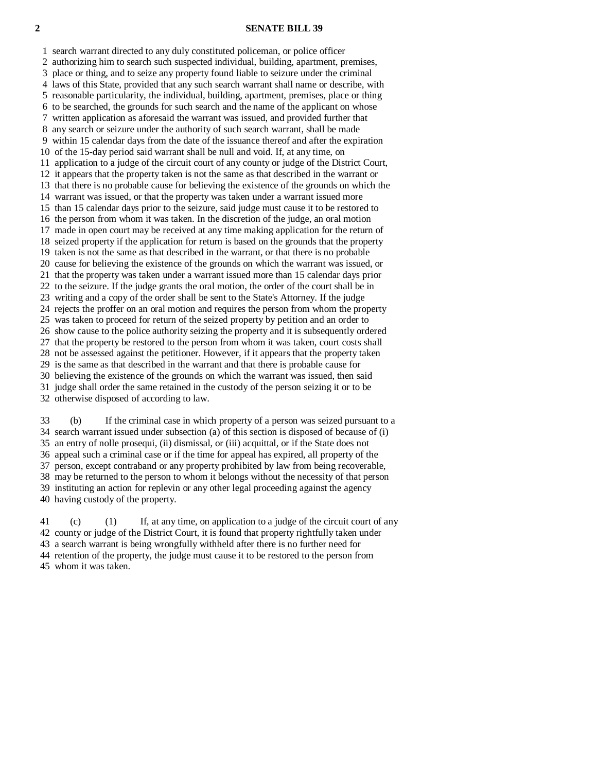search warrant directed to any duly constituted policeman, or police officer authorizing him to search such suspected individual, building, apartment, premises, place or thing, and to seize any property found liable to seizure under the criminal laws of this State, provided that any such search warrant shall name or describe, with reasonable particularity, the individual, building, apartment, premises, place or thing to be searched, the grounds for such search and the name of the applicant on whose written application as aforesaid the warrant was issued, and provided further that any search or seizure under the authority of such search warrant, shall be made within 15 calendar days from the date of the issuance thereof and after the expiration of the 15-day period said warrant shall be null and void. If, at any time, on application to a judge of the circuit court of any county or judge of the District Court, it appears that the property taken is not the same as that described in the warrant or that there is no probable cause for believing the existence of the grounds on which the warrant was issued, or that the property was taken under a warrant issued more than 15 calendar days prior to the seizure, said judge must cause it to be restored to the person from whom it was taken. In the discretion of the judge, an oral motion made in open court may be received at any time making application for the return of seized property if the application for return is based on the grounds that the property taken is not the same as that described in the warrant, or that there is no probable cause for believing the existence of the grounds on which the warrant was issued, or that the property was taken under a warrant issued more than 15 calendar days prior to the seizure. If the judge grants the oral motion, the order of the court shall be in writing and a copy of the order shall be sent to the State's Attorney. If the judge rejects the proffer on an oral motion and requires the person from whom the property was taken to proceed for return of the seized property by petition and an order to show cause to the police authority seizing the property and it is subsequently ordered that the property be restored to the person from whom it was taken, court costs shall not be assessed against the petitioner. However, if it appears that the property taken is the same as that described in the warrant and that there is probable cause for believing the existence of the grounds on which the warrant was issued, then said judge shall order the same retained in the custody of the person seizing it or to be otherwise disposed of according to law.

(b) If the criminal case in which property of a person was seized pursuant to a search warrant issued under subsection (a) of this section is disposed of because of (i) an entry of nolle prosequi, (ii) dismissal, or (iii) acquittal, or if the State does not appeal such a criminal case or if the time for appeal has expired, all property of the person, except contraband or any property prohibited by law from being recoverable, may be returned to the person to whom it belongs without the necessity of that person instituting an action for replevin or any other legal proceeding against the agency having custody of the property.

(c) (1) If, at any time, on application to a judge of the circuit court of any county or judge of the District Court, it is found that property rightfully taken under a search warrant is being wrongfully withheld after there is no further need for retention of the property, the judge must cause it to be restored to the person from whom it was taken.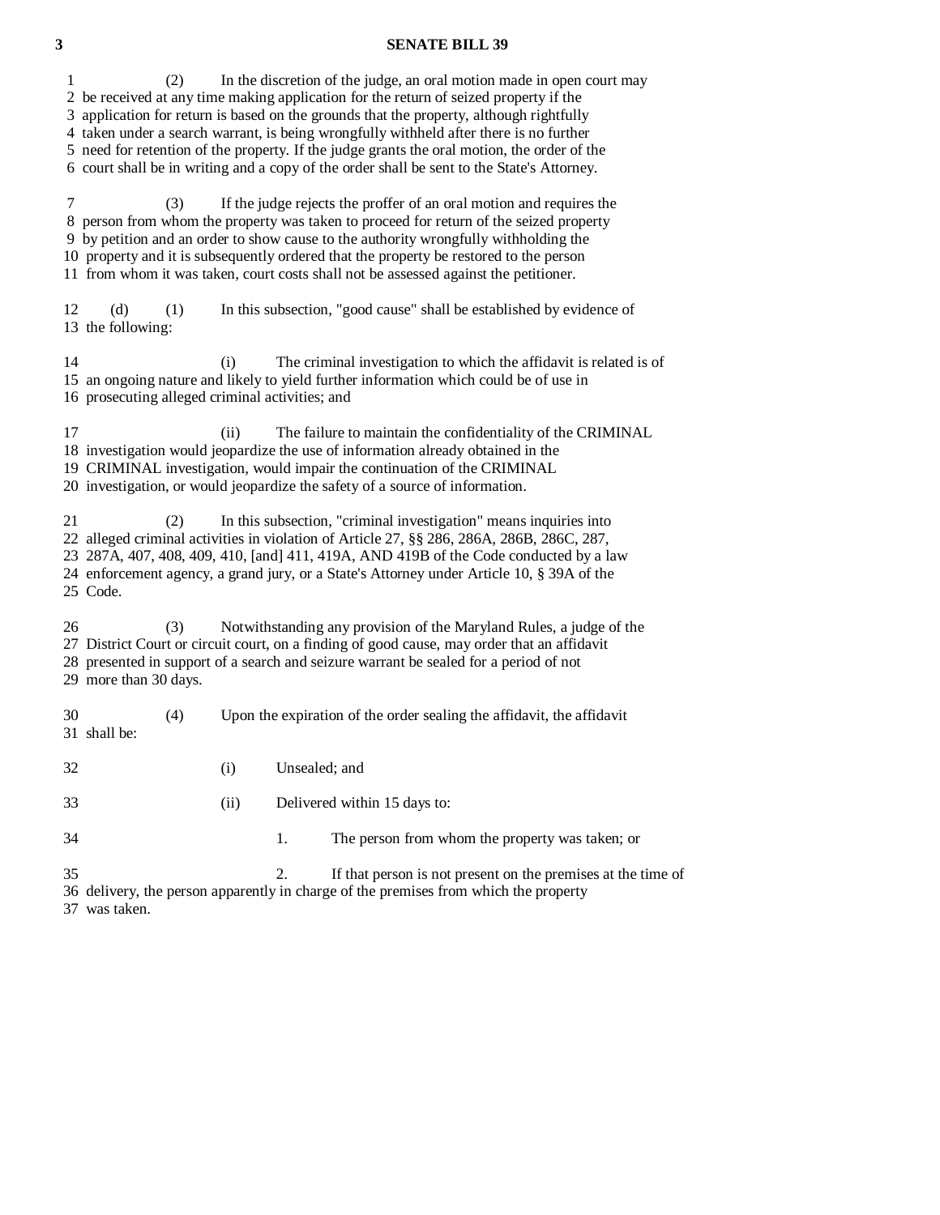(2) In the discretion of the judge, an oral motion made in open court may be received at any time making application for the return of seized property if the application for return is based on the grounds that the property, although rightfully taken under a search warrant, is being wrongfully withheld after there is no further need for retention of the property. If the judge grants the oral motion, the order of the court shall be in writing and a copy of the order shall be sent to the State's Attorney.

(3) If the judge rejects the proffer of an oral motion and requires the person from whom the property was taken to proceed for return of the seized property by petition and an order to show cause to the authority wrongfully withholding the property and it is subsequently ordered that the property be restored to the person from whom it was taken, court costs shall not be assessed against the petitioner.

(d) (1) In this subsection, "good cause" shall be established by evidence of the following:

(i) The criminal investigation to which the affidavit is related is of an ongoing nature and likely to yield further information which could be of use in prosecuting alleged criminal activities; and

(ii) The failure to maintain the confidentiality of the CRIMINAL investigation would jeopardize the use of information already obtained in the CRIMINAL investigation, would impair the continuation of the CRIMINAL investigation, or would jeopardize the safety of a source of information.

(2) In this subsection, "criminal investigation" means inquiries into alleged criminal activities in violation of Article 27, §§ 286, 286A, 286B, 286C, 287, 287A, 407, 408, 409, 410, [and] 411, 419A, AND 419B of the Code conducted by a law enforcement agency, a grand jury, or a State's Attorney under Article 10, § 39A of the Code.

(3) Notwithstanding any provision of the Maryland Rules, a judge of the District Court or circuit court, on a finding of good cause, may order that an affidavit presented in support of a search and seizure warrant be sealed for a period of not more than 30 days.

(4) Upon the expiration of the order sealing the affidavit, the affidavit shall be:

(i) Unsealed; and

(ii) Delivered within 15 days to:

1. The person from whom the property was taken; or

2. If that person is not present on the premises at the time of delivery, the person apparently in charge of the premises from which the property was taken.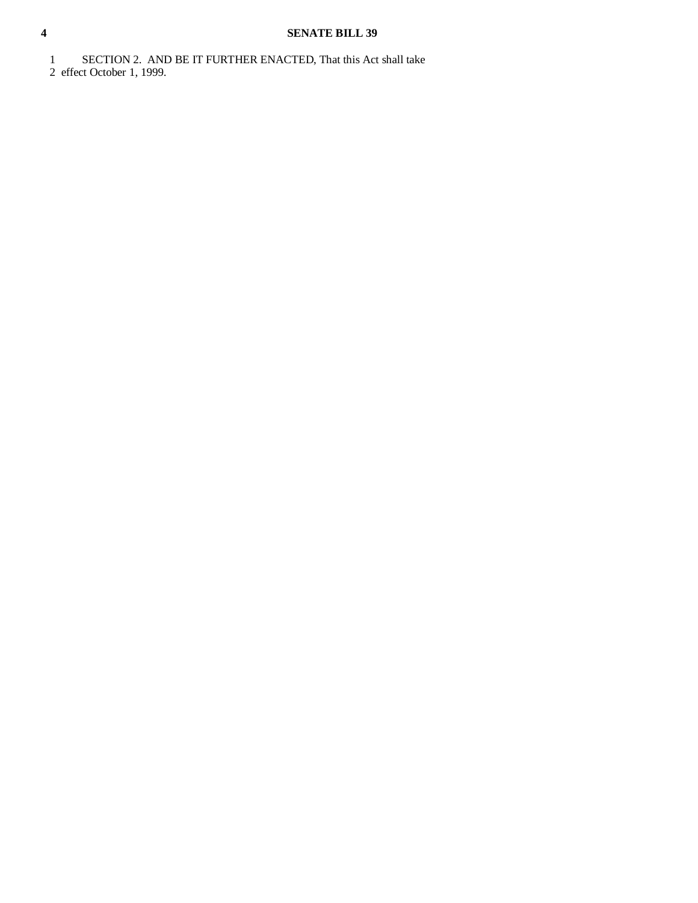SECTION 2. AND BE IT FURTHER ENACTED, That this Act shall take effect October 1, 1999.